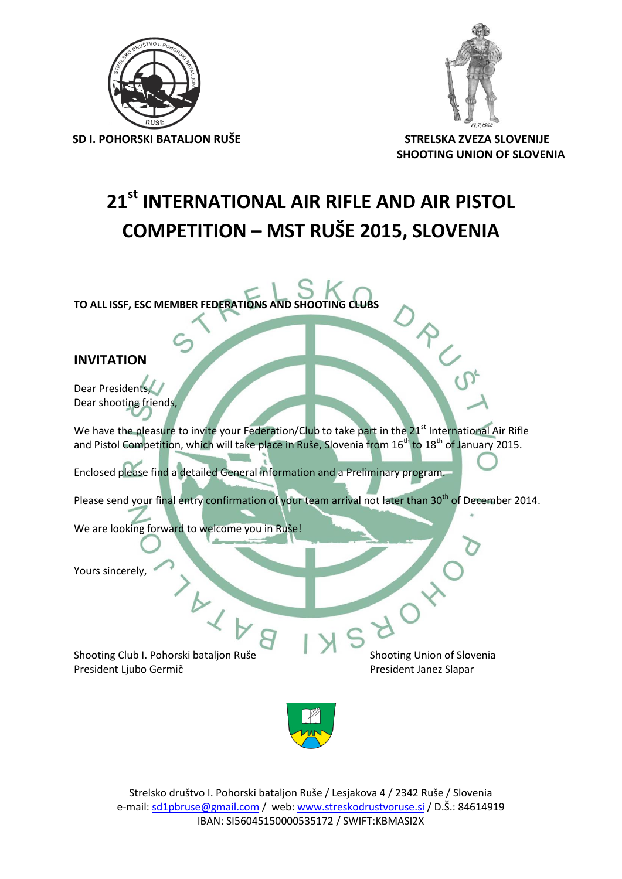SD I. POHORSKI BATALJON RUŠE

STRELSKA ZVEZA SLOVENIJE
SHOOTING UNION OF SLOVENIA

# 21st INTERNATIONAL AIR RIFLE AND AIR PISTOL COMPETITION – MST RUŠE 2015, SLOVENIA

**TO ALL ISSF, ESC MEMBER FEDERATIONS AND SHOOTING CLUBS**

## INVITATION

Dear Presidents,
Dear shooting friends,

We have the pleasure to invite your Federation/Club to take part in the 21st International Air Rifle and Pistol Competition, which will take place in Ruše, Slovenia from 16th to 18th of January 2015.

Enclosed please find a detailed General information and a Preliminary program.

Please send your final entry confirmation of your team arrival not later than 30th of December 2014.

We are looking forward to welcome you in Ruše!

Yours sincerely,

Shooting Club I. Pohorski bataljon Ruše
President Ljubo Germič

Shooting Union of Slovenia
President Janez Slapar

Strelsko društvo I. Pohorski bataljon Ruše / Lesjakova 4 / 2342 Ruše / Slovenia
e-mail: sd1pbruse@gmail.com / web: www.streskodrustvoruse.si / D.Š.: 84614919
IBAN: SI56045150000535172 / SWIFT:KBMASI2X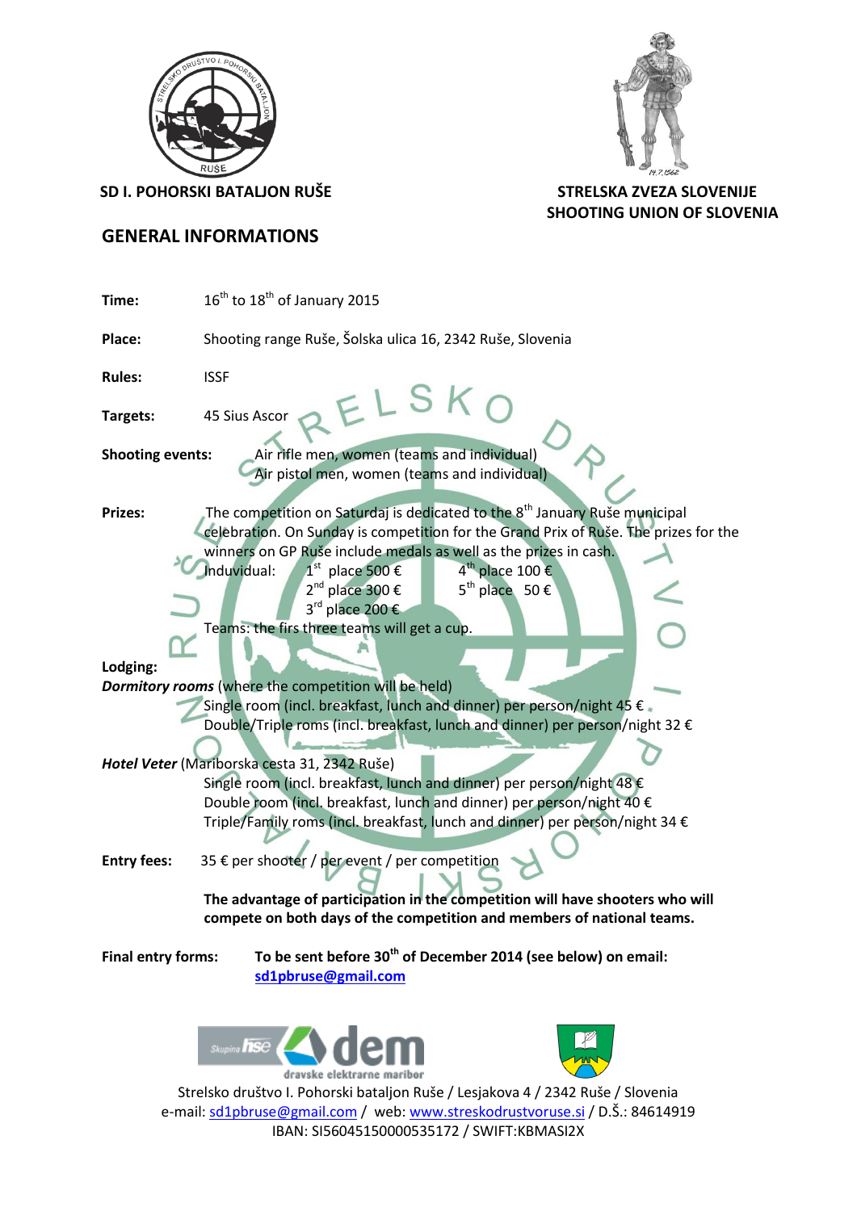**SD I. POHORSKI BATALJON RUŠE**

**STRELSKA ZVEZA SLOVENIJE**
**SHOOTING UNION OF SLOVENIA**

## GENERAL INFORMATIONS

**Time:** 16th to 18th of January 2015

**Place:** Shooting range Ruše, Šolska ulica 16, 2342 Ruše, Slovenia

**Rules:** ISSF

**Targets:** 45 Sius Ascor

**Shooting events:** Air rifle men, women (teams and individual)
Air pistol men, women (teams and individual)

**Prizes:** The competition on Saturdaj is dedicated to the 8th January Ruše municipal celebration. On Sunday is competition for the Grand Prix of Ruše. The prizes for the winners on GP Ruše include medals as well as the prizes in cash.

Induvidual:
- 1st place 500 €
- 2nd place 300 €
- 3rd place 200 €
- 4th place 100 €
- 5th place 50 €

Teams: the firs three teams will get a cup.

**Lodging:**

***Dormitory rooms*** (where the competition will be held)
Single room (incl. breakfast, lunch and dinner) per person/night 45 €
Double/Triple roms (incl. breakfast, lunch and dinner) per person/night 32 €

***Hotel Veter*** (Mariborska cesta 31, 2342 Ruše)
Single room (incl. breakfast, lunch and dinner) per person/night 48 €
Double room (incl. breakfast, lunch and dinner) per person/night 40 €
Triple/Family roms (incl. breakfast, lunch and dinner) per person/night 34 €

**Entry fees:** 35 € per shooter / per event / per competition

**The advantage of participation in the competition will have shooters who will compete on both days of the competition and members of national teams.**

**Final entry forms:** **To be sent before 30th of December 2014 (see below) on email: sd1pbruse@gmail.com**

Strelsko društvo I. Pohorski bataljon Ruše / Lesjakova 4 / 2342 Ruše / Slovenia
e-mail: sd1pbruse@gmail.com / web: www.streskodrustvoruse.si / D.Š.: 84614919
IBAN: SI56045150000535172 / SWIFT:KBMASI2X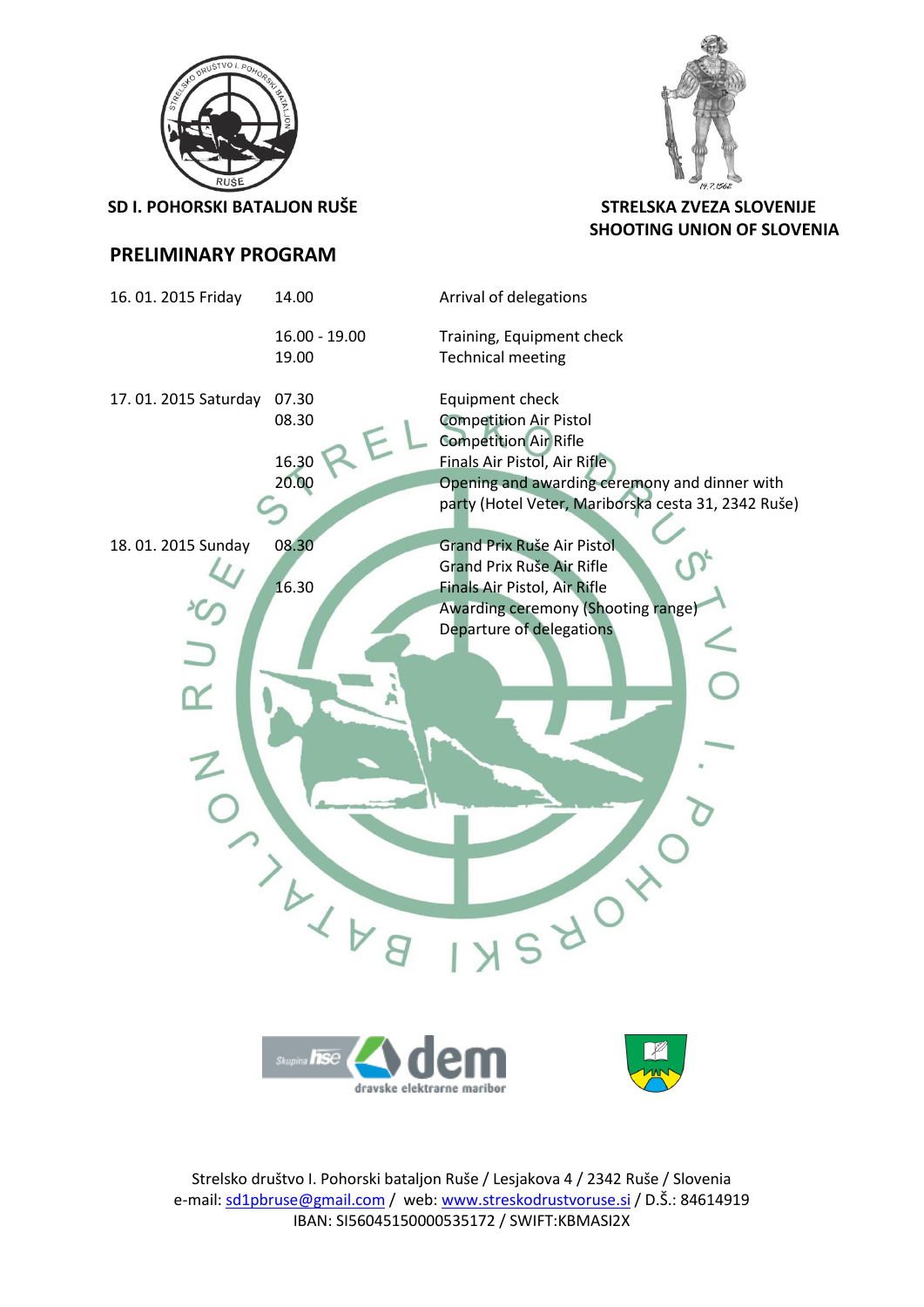**SD I. POHORSKI BATALJON RUŠE**

**STRELSKA ZVEZA SLOVENIJE**
**SHOOTING UNION OF SLOVENIA**

## PRELIMINARY PROGRAM

| | | |
|---|---|---|
| 16. 01. 2015 Friday | 14.00 | Arrival of delegations |
| | 16.00 - 19.00 | Training, Equipment check |
| | 19.00 | Technical meeting |
| 17. 01. 2015 Saturday | 07.30 | Equipment check |
| | 08.30 | Competition Air Pistol<br>Competition Air Rifle |
| | 16.30 | Finals Air Pistol, Air Rifle |
| | 20.00 | Opening and awarding ceremony and dinner with party (Hotel Veter, Mariborska cesta 31, 2342 Ruše) |
| 18. 01. 2015 Sunday | 08.30 | Grand Prix Ruše Air Pistol<br>Grand Prix Ruše Air Rifle |
| | 16.30 | Finals Air Pistol, Air Rifle<br>Awarding ceremony (Shooting range)<br>Departure of delegations |

Strelsko društvo I. Pohorski bataljon Ruše / Lesjakova 4 / 2342 Ruše / Slovenia
e-mail: sd1pbruse@gmail.com / web: www.streskodrustvoruse.si / D.Š.: 84614919
IBAN: SI56045150000535172 / SWIFT:KBMASI2X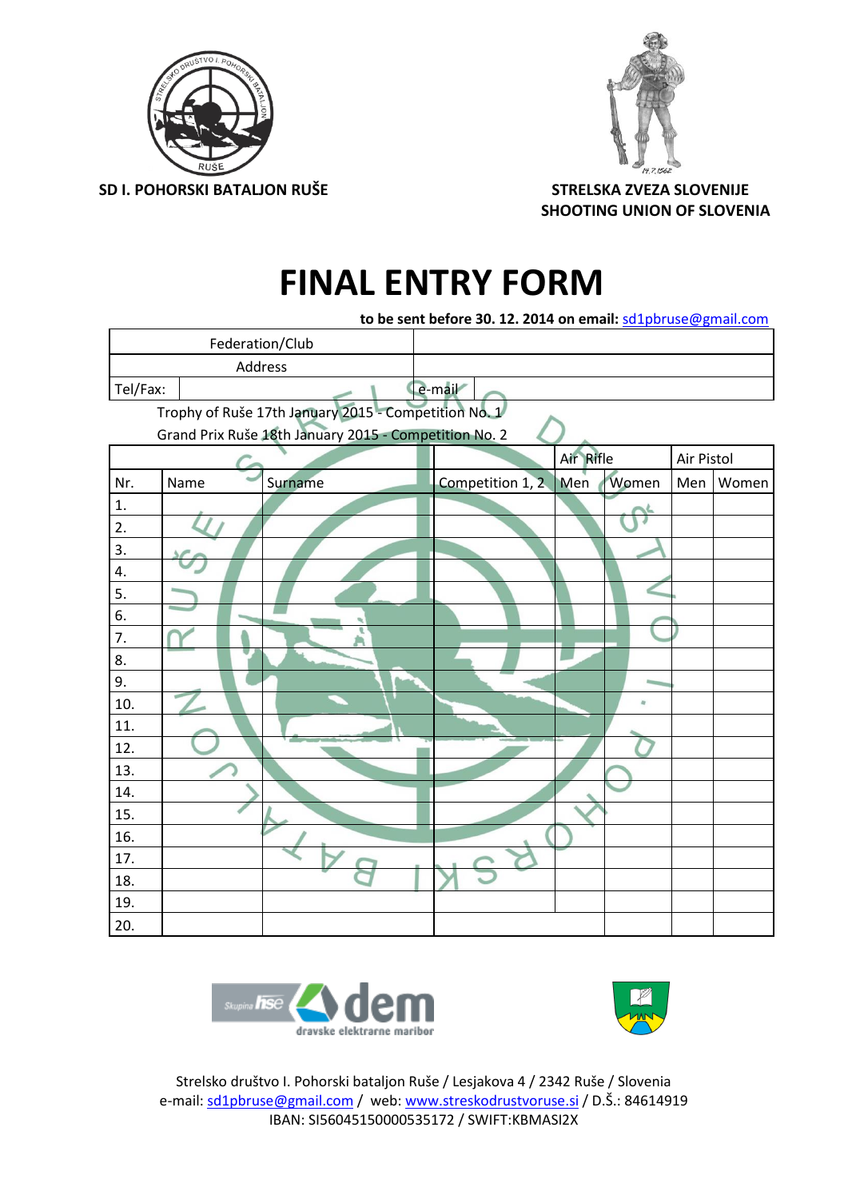SD I. POHORSKI BATALJON RUŠE

STRELSKA ZVEZA SLOVENIJE
SHOOTING UNION OF SLOVENIA

# FINAL ENTRY FORM

**to be sent before 30. 12. 2014 on email:** sd1pbruse@gmail.com

| Federation/Club | | | |
|---|---|---|---|
| Address | | | |
| Tel/Fax: | | e-mail | |

Trophy of Ruše 17th January 2015 - Competition No. 1
Grand Prix Ruše 18th January 2015 - Competition No. 2

| | | | | Air Rifle | | Air Pistol | |
|---|---|---|---|---|---|---|---|
| Nr. | Name | Surname | Competition 1, 2 | Men | Women | Men | Women |
| 1. | | | | | | | |
| 2. | | | | | | | |
| 3. | | | | | | | |
| 4. | | | | | | | |
| 5. | | | | | | | |
| 6. | | | | | | | |
| 7. | | | | | | | |
| 8. | | | | | | | |
| 9. | | | | | | | |
| 10. | | | | | | | |
| 11. | | | | | | | |
| 12. | | | | | | | |
| 13. | | | | | | | |
| 14. | | | | | | | |
| 15. | | | | | | | |
| 16. | | | | | | | |
| 17. | | | | | | | |
| 18. | | | | | | | |
| 19. | | | | | | | |
| 20. | | | | | | | |

Strelsko društvo I. Pohorski bataljon Ruše / Lesjakova 4 / 2342 Ruše / Slovenia
e-mail: sd1pbruse@gmail.com / web: www.streskodrustvoruse.si / D.Š.: 84614919
IBAN: SI56045150000535172 / SWIFT:KBMASI2X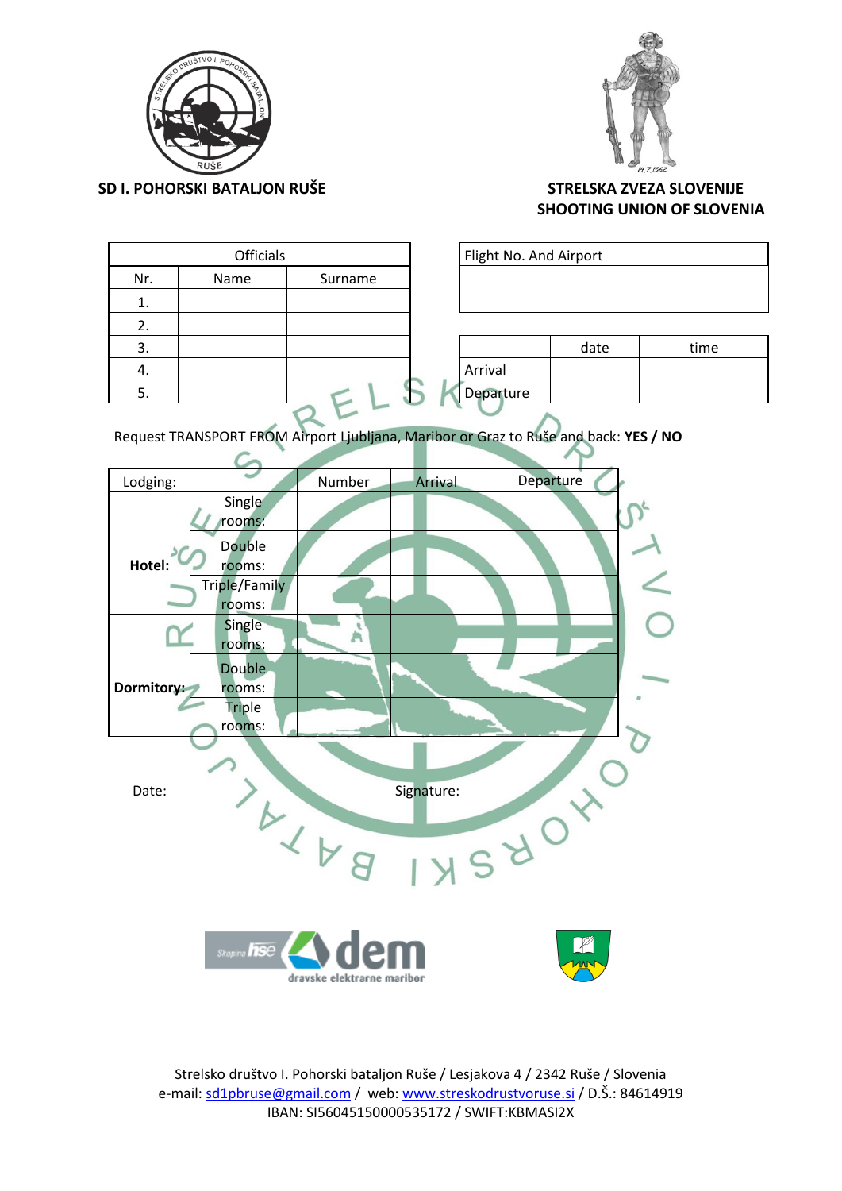**SD I. POHORSKI BATALJON RUŠE**

**STRELSKA ZVEZA SLOVENIJE**
**SHOOTING UNION OF SLOVENIA**

| Officials | | |
|---|---|---|
| Nr. | Name | Surname |
| 1. | | |
| 2. | | |
| 3. | | |
| 4. | | |
| 5. | | |

| Flight No. And Airport |
|---|
| |

| | date | time |
|---|---|---|
| Arrival | | |
| Departure | | |

Request TRANSPORT FROM Airport Ljubljana, Maribor or Graz to Ruše and back: **YES / NO**

| Lodging: | | Number | Arrival | Departure |
|---|---|---|---|---|
| **Hotel:** | Single rooms: | | | |
| | Double rooms: | | | |
| | Triple/Family rooms: | | | |
| **Dormitory:** | Single rooms: | | | |
| | Double rooms: | | | |
| | Triple rooms: | | | |

Date: Signature:

Strelsko društvo I. Pohorski bataljon Ruše / Lesjakova 4 / 2342 Ruše / Slovenia
e-mail: sd1pbruse@gmail.com / web: www.streskodrustvoruse.si / D.Š.: 84614919
IBAN: SI56045150000535172 / SWIFT:KBMASI2X